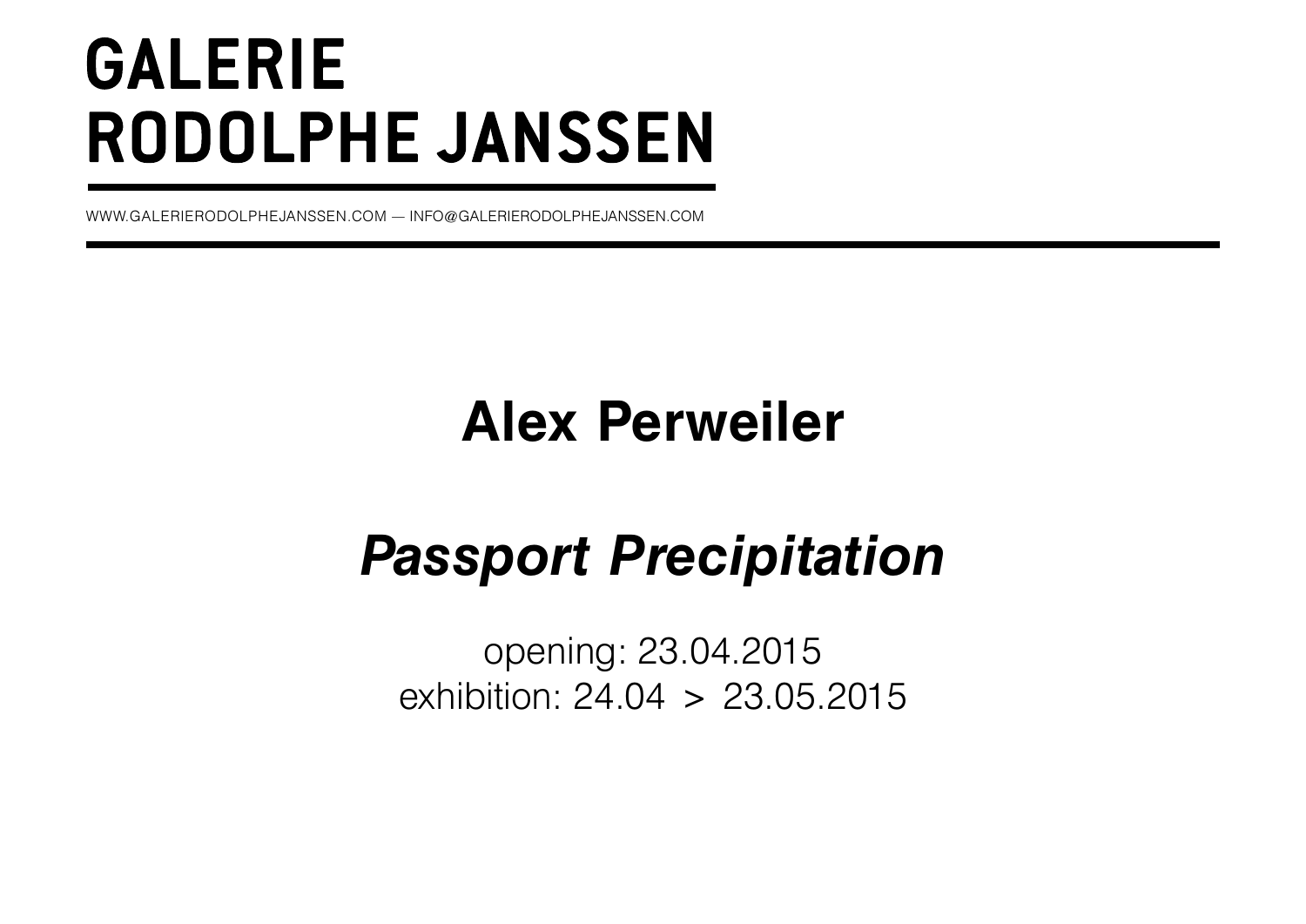# GALERIE
# RODOLPHE JANSSEN

WWW.GALERIERODOLPHEJANSSEN.COM — INFO@GALERIERODOLPHEJANSSEN.COM

## Alex Perweiler

## *Passport Precipitation*

opening: 23.04.2015
exhibition: 24.04 > 23.05.2015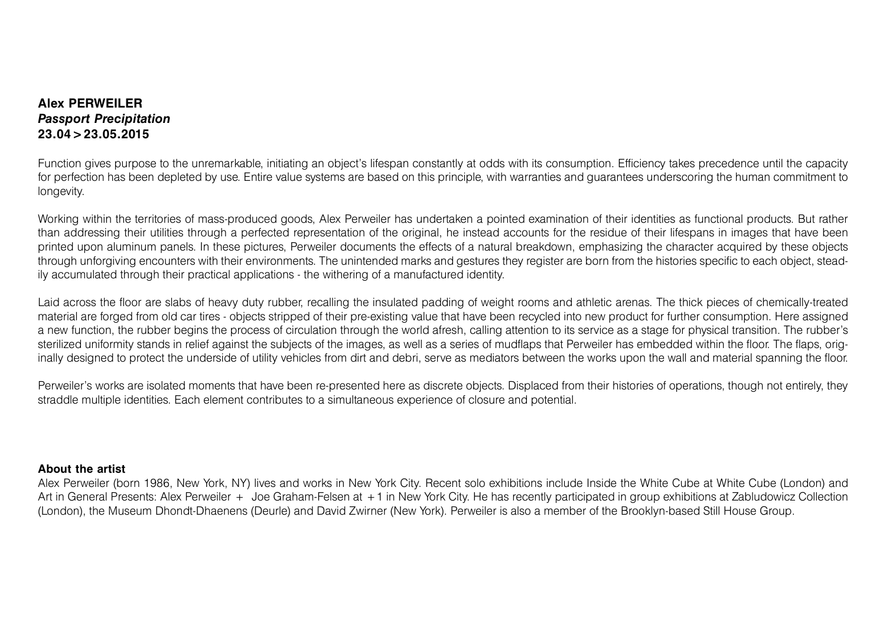**Alex PERWEILER**
***Passport Precipitation***
**23.04 > 23.05.2015**

Function gives purpose to the unremarkable, initiating an object's lifespan constantly at odds with its consumption. Efficiency takes precedence until the capacity for perfection has been depleted by use. Entire value systems are based on this principle, with warranties and guarantees underscoring the human commitment to longevity.

Working within the territories of mass-produced goods, Alex Perweiler has undertaken a pointed examination of their identities as functional products. But rather than addressing their utilities through a perfected representation of the original, he instead accounts for the residue of their lifespans in images that have been printed upon aluminum panels. In these pictures, Perweiler documents the effects of a natural breakdown, emphasizing the character acquired by these objects through unforgiving encounters with their environments. The unintended marks and gestures they register are born from the histories specific to each object, steadily accumulated through their practical applications - the withering of a manufactured identity.

Laid across the floor are slabs of heavy duty rubber, recalling the insulated padding of weight rooms and athletic arenas. The thick pieces of chemically-treated material are forged from old car tires - objects stripped of their pre-existing value that have been recycled into new product for further consumption. Here assigned a new function, the rubber begins the process of circulation through the world afresh, calling attention to its service as a stage for physical transition. The rubber's sterilized uniformity stands in relief against the subjects of the images, as well as a series of mudflaps that Perweiler has embedded within the floor. The flaps, originally designed to protect the underside of utility vehicles from dirt and debri, serve as mediators between the works upon the wall and material spanning the floor.

Perweiler's works are isolated moments that have been re-presented here as discrete objects. Displaced from their histories of operations, though not entirely, they straddle multiple identities. Each element contributes to a simultaneous experience of closure and potential.

**About the artist**

Alex Perweiler (born 1986, New York, NY) lives and works in New York City. Recent solo exhibitions include Inside the White Cube at White Cube (London) and Art in General Presents: Alex Perweiler + Joe Graham-Felsen at +1 in New York City. He has recently participated in group exhibitions at Zabludowicz Collection (London), the Museum Dhondt-Dhaenens (Deurle) and David Zwirner (New York). Perweiler is also a member of the Brooklyn-based Still House Group.